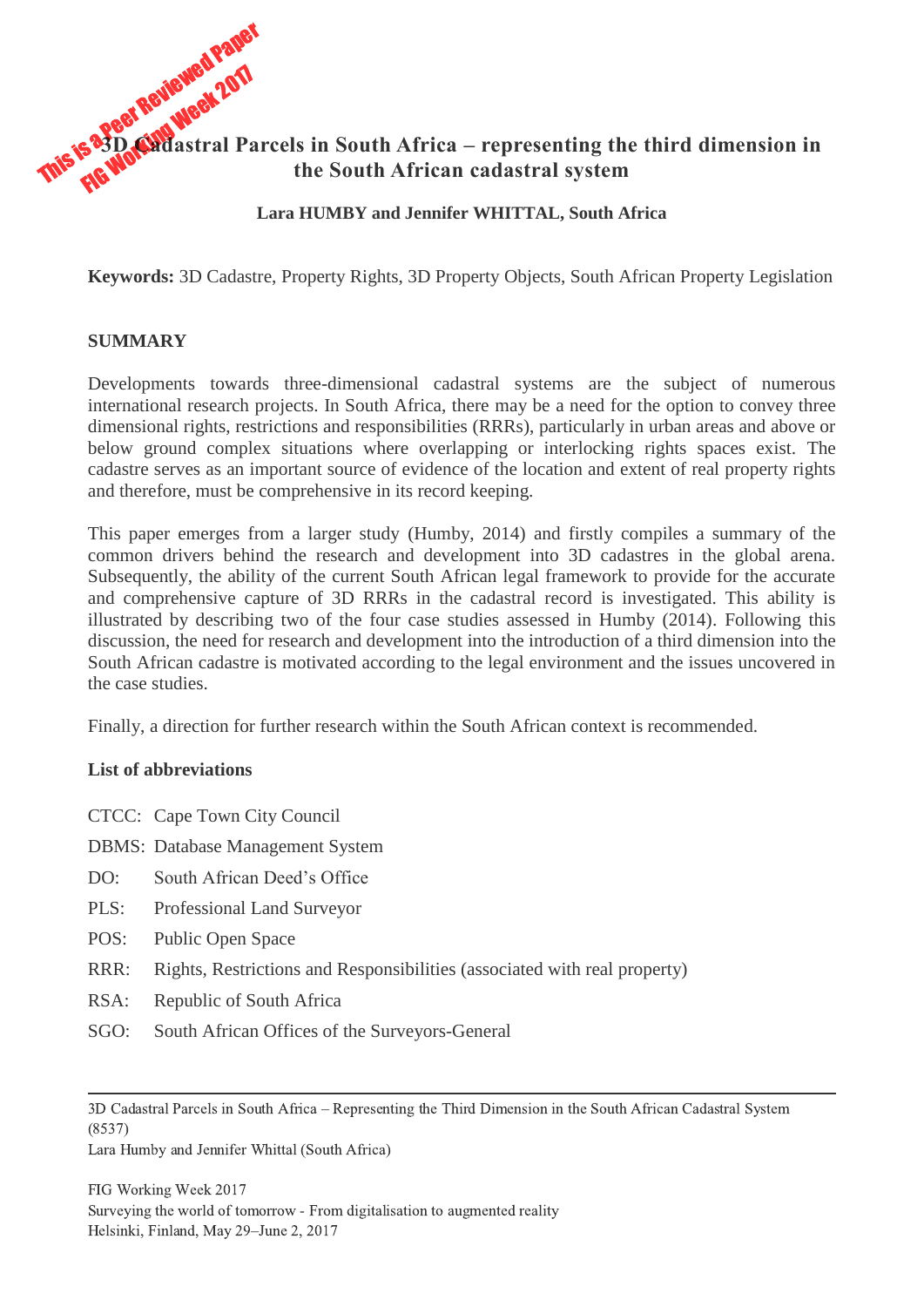# 3D Cadastral Parcels in South Africa – representing the third dimension in the South African cadastral system

**Lara HUMBY and Jennifer WHITTAL, South Africa**

**Keywords:** 3D Cadastre, Property Rights, 3D Property Objects, South African Property Legislation

## SUMMARY

Developments towards three-dimensional cadastral systems are the subject of numerous international research projects. In South Africa, there may be a need for the option to convey three dimensional rights, restrictions and responsibilities (RRRs), particularly in urban areas and above or below ground complex situations where overlapping or interlocking rights spaces exist. The cadastre serves as an important source of evidence of the location and extent of real property rights and therefore, must be comprehensive in its record keeping.

This paper emerges from a larger study (Humby, 2014) and firstly compiles a summary of the common drivers behind the research and development into 3D cadastres in the global arena. Subsequently, the ability of the current South African legal framework to provide for the accurate and comprehensive capture of 3D RRRs in the cadastral record is investigated. This ability is illustrated by describing two of the four case studies assessed in Humby (2014). Following this discussion, the need for research and development into the introduction of a third dimension into the South African cadastre is motivated according to the legal environment and the issues uncovered in the case studies.

Finally, a direction for further research within the South African context is recommended.

### List of abbreviations

- CTCC: Cape Town City Council
- DBMS: Database Management System
- DO: South African Deed's Office
- PLS: Professional Land Surveyor
- POS: Public Open Space
- RRR: Rights, Restrictions and Responsibilities (associated with real property)
- RSA: Republic of South Africa
- SGO: South African Offices of the Surveyors-General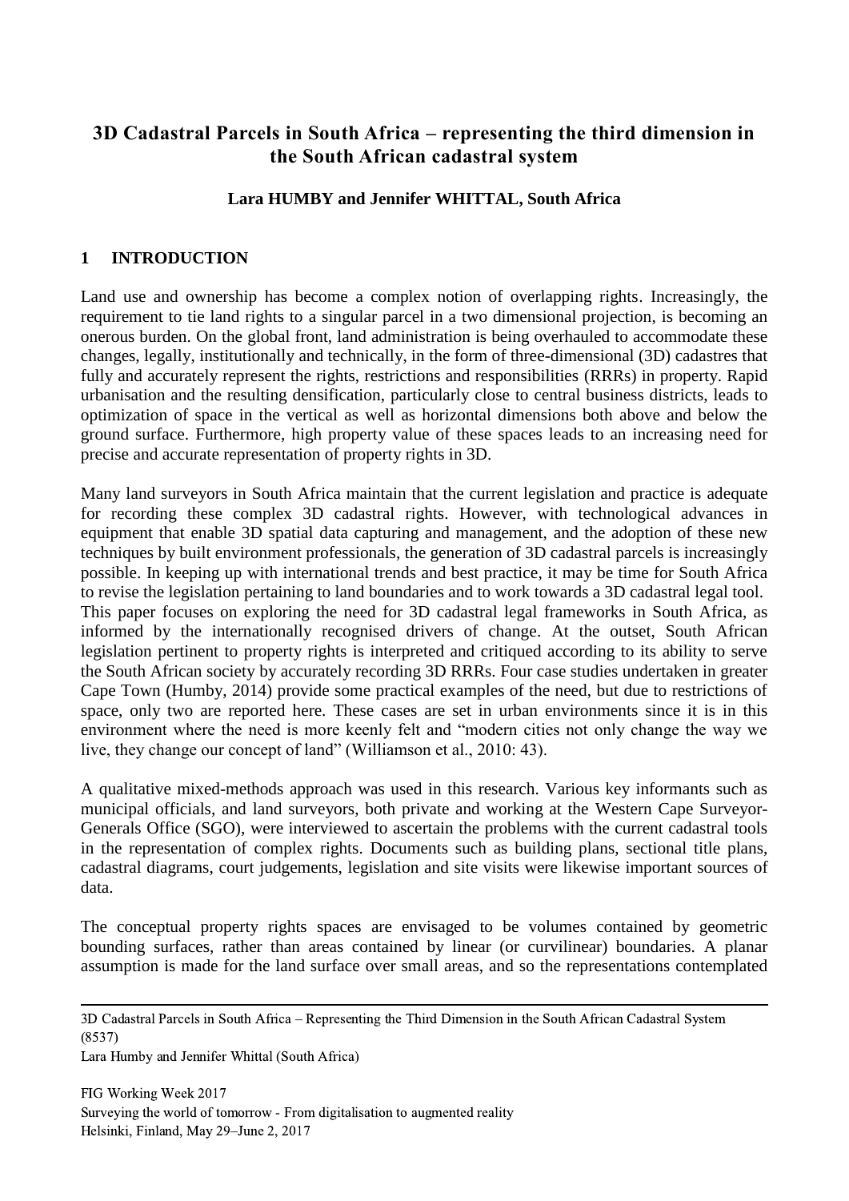# 3D Cadastral Parcels in South Africa – representing the third dimension in the South African cadastral system

**Lara HUMBY and Jennifer WHITTAL, South Africa**

## 1 INTRODUCTION

Land use and ownership has become a complex notion of overlapping rights. Increasingly, the requirement to tie land rights to a singular parcel in a two dimensional projection, is becoming an onerous burden. On the global front, land administration is being overhauled to accommodate these changes, legally, institutionally and technically, in the form of three-dimensional (3D) cadastres that fully and accurately represent the rights, restrictions and responsibilities (RRRs) in property. Rapid urbanisation and the resulting densification, particularly close to central business districts, leads to optimization of space in the vertical as well as horizontal dimensions both above and below the ground surface. Furthermore, high property value of these spaces leads to an increasing need for precise and accurate representation of property rights in 3D.

Many land surveyors in South Africa maintain that the current legislation and practice is adequate for recording these complex 3D cadastral rights. However, with technological advances in equipment that enable 3D spatial data capturing and management, and the adoption of these new techniques by built environment professionals, the generation of 3D cadastral parcels is increasingly possible. In keeping up with international trends and best practice, it may be time for South Africa to revise the legislation pertaining to land boundaries and to work towards a 3D cadastral legal tool. This paper focuses on exploring the need for 3D cadastral legal frameworks in South Africa, as informed by the internationally recognised drivers of change. At the outset, South African legislation pertinent to property rights is interpreted and critiqued according to its ability to serve the South African society by accurately recording 3D RRRs. Four case studies undertaken in greater Cape Town (Humby, 2014) provide some practical examples of the need, but due to restrictions of space, only two are reported here. These cases are set in urban environments since it is in this environment where the need is more keenly felt and "modern cities not only change the way we live, they change our concept of land" (Williamson et al., 2010: 43).

A qualitative mixed-methods approach was used in this research. Various key informants such as municipal officials, and land surveyors, both private and working at the Western Cape Surveyor-Generals Office (SGO), were interviewed to ascertain the problems with the current cadastral tools in the representation of complex rights. Documents such as building plans, sectional title plans, cadastral diagrams, court judgements, legislation and site visits were likewise important sources of data.

The conceptual property rights spaces are envisaged to be volumes contained by geometric bounding surfaces, rather than areas contained by linear (or curvilinear) boundaries. A planar assumption is made for the land surface over small areas, and so the representations contemplated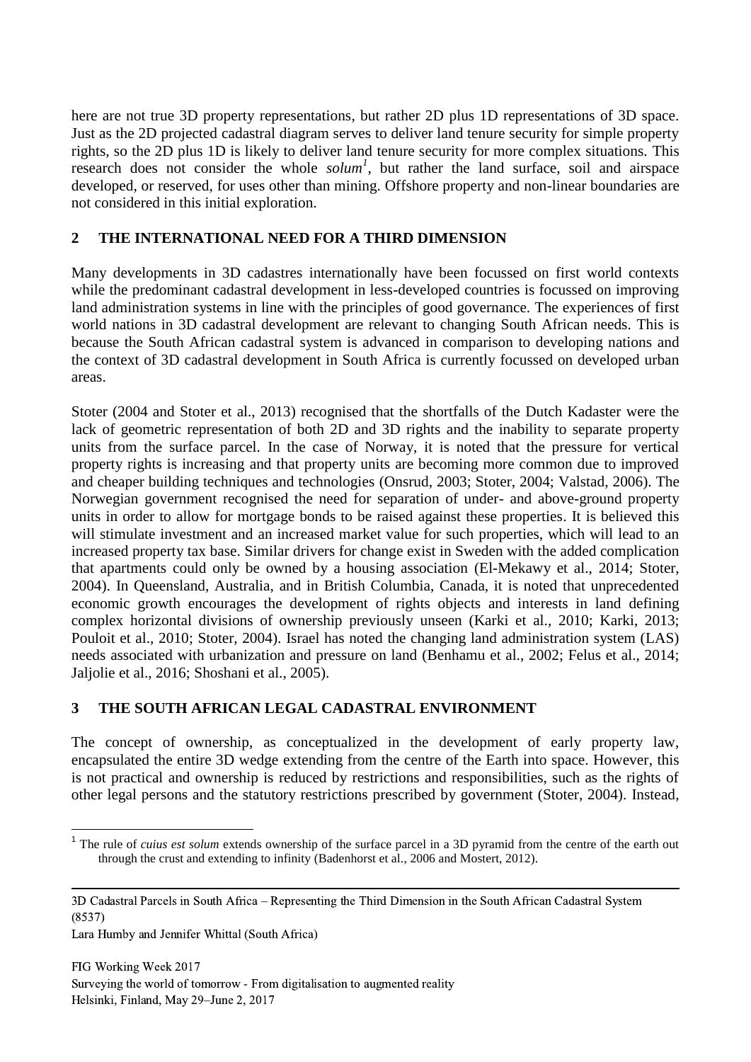here are not true 3D property representations, but rather 2D plus 1D representations of 3D space. Just as the 2D projected cadastral diagram serves to deliver land tenure security for simple property rights, so the 2D plus 1D is likely to deliver land tenure security for more complex situations. This research does not consider the whole *solum*[1], but rather the land surface, soil and airspace developed, or reserved, for uses other than mining. Offshore property and non-linear boundaries are not considered in this initial exploration.

## 2 THE INTERNATIONAL NEED FOR A THIRD DIMENSION

Many developments in 3D cadastres internationally have been focussed on first world contexts while the predominant cadastral development in less-developed countries is focussed on improving land administration systems in line with the principles of good governance. The experiences of first world nations in 3D cadastral development are relevant to changing South African needs. This is because the South African cadastral system is advanced in comparison to developing nations and the context of 3D cadastral development in South Africa is currently focussed on developed urban areas.

Stoter (2004 and Stoter et al., 2013) recognised that the shortfalls of the Dutch Kadaster were the lack of geometric representation of both 2D and 3D rights and the inability to separate property units from the surface parcel. In the case of Norway, it is noted that the pressure for vertical property rights is increasing and that property units are becoming more common due to improved and cheaper building techniques and technologies (Onsrud, 2003; Stoter, 2004; Valstad, 2006). The Norwegian government recognised the need for separation of under- and above-ground property units in order to allow for mortgage bonds to be raised against these properties. It is believed this will stimulate investment and an increased market value for such properties, which will lead to an increased property tax base. Similar drivers for change exist in Sweden with the added complication that apartments could only be owned by a housing association (El-Mekawy et al., 2014; Stoter, 2004). In Queensland, Australia, and in British Columbia, Canada, it is noted that unprecedented economic growth encourages the development of rights objects and interests in land defining complex horizontal divisions of ownership previously unseen (Karki et al., 2010; Karki, 2013; Pouloit et al., 2010; Stoter, 2004). Israel has noted the changing land administration system (LAS) needs associated with urbanization and pressure on land (Benhamu et al., 2002; Felus et al., 2014; Jaljolie et al., 2016; Shoshani et al., 2005).

## 3 THE SOUTH AFRICAN LEGAL CADASTRAL ENVIRONMENT

The concept of ownership, as conceptualized in the development of early property law, encapsulated the entire 3D wedge extending from the centre of the Earth into space. However, this is not practical and ownership is reduced by restrictions and responsibilities, such as the rights of other legal persons and the statutory restrictions prescribed by government (Stoter, 2004). Instead,

[1] The rule of *cuius est solum* extends ownership of the surface parcel in a 3D pyramid from the centre of the earth out through the crust and extending to infinity (Badenhorst et al., 2006 and Mostert, 2012).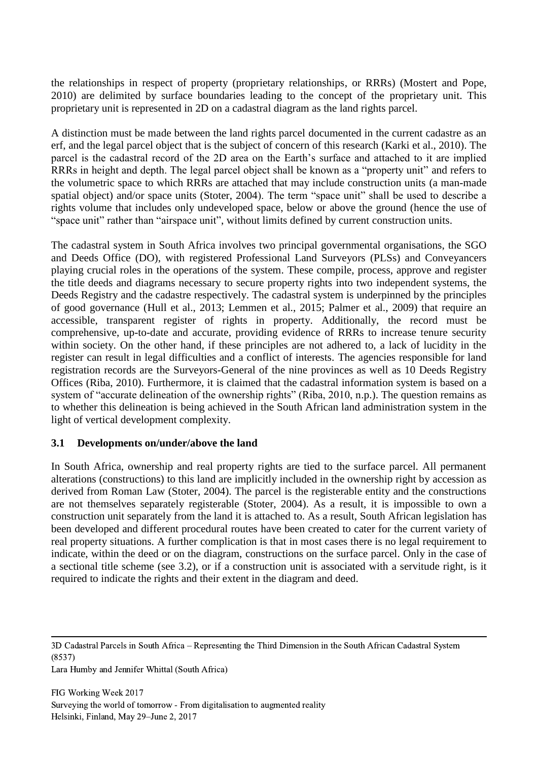the relationships in respect of property (proprietary relationships, or RRRs) (Mostert and Pope, 2010) are delimited by surface boundaries leading to the concept of the proprietary unit. This proprietary unit is represented in 2D on a cadastral diagram as the land rights parcel.

A distinction must be made between the land rights parcel documented in the current cadastre as an erf, and the legal parcel object that is the subject of concern of this research (Karki et al., 2010). The parcel is the cadastral record of the 2D area on the Earth's surface and attached to it are implied RRRs in height and depth. The legal parcel object shall be known as a "property unit" and refers to the volumetric space to which RRRs are attached that may include construction units (a man-made spatial object) and/or space units (Stoter, 2004). The term "space unit" shall be used to describe a rights volume that includes only undeveloped space, below or above the ground (hence the use of "space unit" rather than "airspace unit", without limits defined by current construction units.

The cadastral system in South Africa involves two principal governmental organisations, the SGO and Deeds Office (DO), with registered Professional Land Surveyors (PLSs) and Conveyancers playing crucial roles in the operations of the system. These compile, process, approve and register the title deeds and diagrams necessary to secure property rights into two independent systems, the Deeds Registry and the cadastre respectively. The cadastral system is underpinned by the principles of good governance (Hull et al., 2013; Lemmen et al., 2015; Palmer et al., 2009) that require an accessible, transparent register of rights in property. Additionally, the record must be comprehensive, up-to-date and accurate, providing evidence of RRRs to increase tenure security within society. On the other hand, if these principles are not adhered to, a lack of lucidity in the register can result in legal difficulties and a conflict of interests. The agencies responsible for land registration records are the Surveyors-General of the nine provinces as well as 10 Deeds Registry Offices (Riba, 2010). Furthermore, it is claimed that the cadastral information system is based on a system of "accurate delineation of the ownership rights" (Riba, 2010, n.p.). The question remains as to whether this delineation is being achieved in the South African land administration system in the light of vertical development complexity.

### 3.1 Developments on/under/above the land

In South Africa, ownership and real property rights are tied to the surface parcel. All permanent alterations (constructions) to this land are implicitly included in the ownership right by accession as derived from Roman Law (Stoter, 2004). The parcel is the registerable entity and the constructions are not themselves separately registerable (Stoter, 2004). As a result, it is impossible to own a construction unit separately from the land it is attached to. As a result, South African legislation has been developed and different procedural routes have been created to cater for the current variety of real property situations. A further complication is that in most cases there is no legal requirement to indicate, within the deed or on the diagram, constructions on the surface parcel. Only in the case of a sectional title scheme (see 3.2), or if a construction unit is associated with a servitude right, is it required to indicate the rights and their extent in the diagram and deed.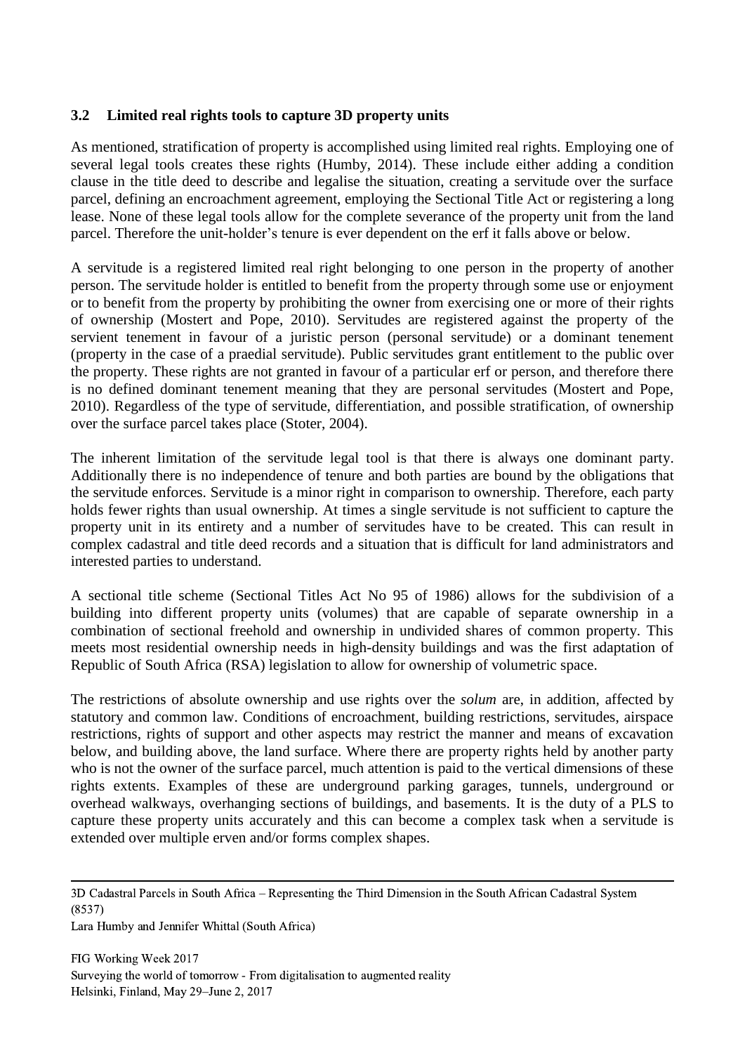### 3.2 Limited real rights tools to capture 3D property units

As mentioned, stratification of property is accomplished using limited real rights. Employing one of several legal tools creates these rights (Humby, 2014). These include either adding a condition clause in the title deed to describe and legalise the situation, creating a servitude over the surface parcel, defining an encroachment agreement, employing the Sectional Title Act or registering a long lease. None of these legal tools allow for the complete severance of the property unit from the land parcel. Therefore the unit-holder's tenure is ever dependent on the erf it falls above or below.

A servitude is a registered limited real right belonging to one person in the property of another person. The servitude holder is entitled to benefit from the property through some use or enjoyment or to benefit from the property by prohibiting the owner from exercising one or more of their rights of ownership (Mostert and Pope, 2010). Servitudes are registered against the property of the servient tenement in favour of a juristic person (personal servitude) or a dominant tenement (property in the case of a praedial servitude). Public servitudes grant entitlement to the public over the property. These rights are not granted in favour of a particular erf or person, and therefore there is no defined dominant tenement meaning that they are personal servitudes (Mostert and Pope, 2010). Regardless of the type of servitude, differentiation, and possible stratification, of ownership over the surface parcel takes place (Stoter, 2004).

The inherent limitation of the servitude legal tool is that there is always one dominant party. Additionally there is no independence of tenure and both parties are bound by the obligations that the servitude enforces. Servitude is a minor right in comparison to ownership. Therefore, each party holds fewer rights than usual ownership. At times a single servitude is not sufficient to capture the property unit in its entirety and a number of servitudes have to be created. This can result in complex cadastral and title deed records and a situation that is difficult for land administrators and interested parties to understand.

A sectional title scheme (Sectional Titles Act No 95 of 1986) allows for the subdivision of a building into different property units (volumes) that are capable of separate ownership in a combination of sectional freehold and ownership in undivided shares of common property. This meets most residential ownership needs in high-density buildings and was the first adaptation of Republic of South Africa (RSA) legislation to allow for ownership of volumetric space.

The restrictions of absolute ownership and use rights over the *solum* are, in addition, affected by statutory and common law. Conditions of encroachment, building restrictions, servitudes, airspace restrictions, rights of support and other aspects may restrict the manner and means of excavation below, and building above, the land surface. Where there are property rights held by another party who is not the owner of the surface parcel, much attention is paid to the vertical dimensions of these rights extents. Examples of these are underground parking garages, tunnels, underground or overhead walkways, overhanging sections of buildings, and basements. It is the duty of a PLS to capture these property units accurately and this can become a complex task when a servitude is extended over multiple erven and/or forms complex shapes.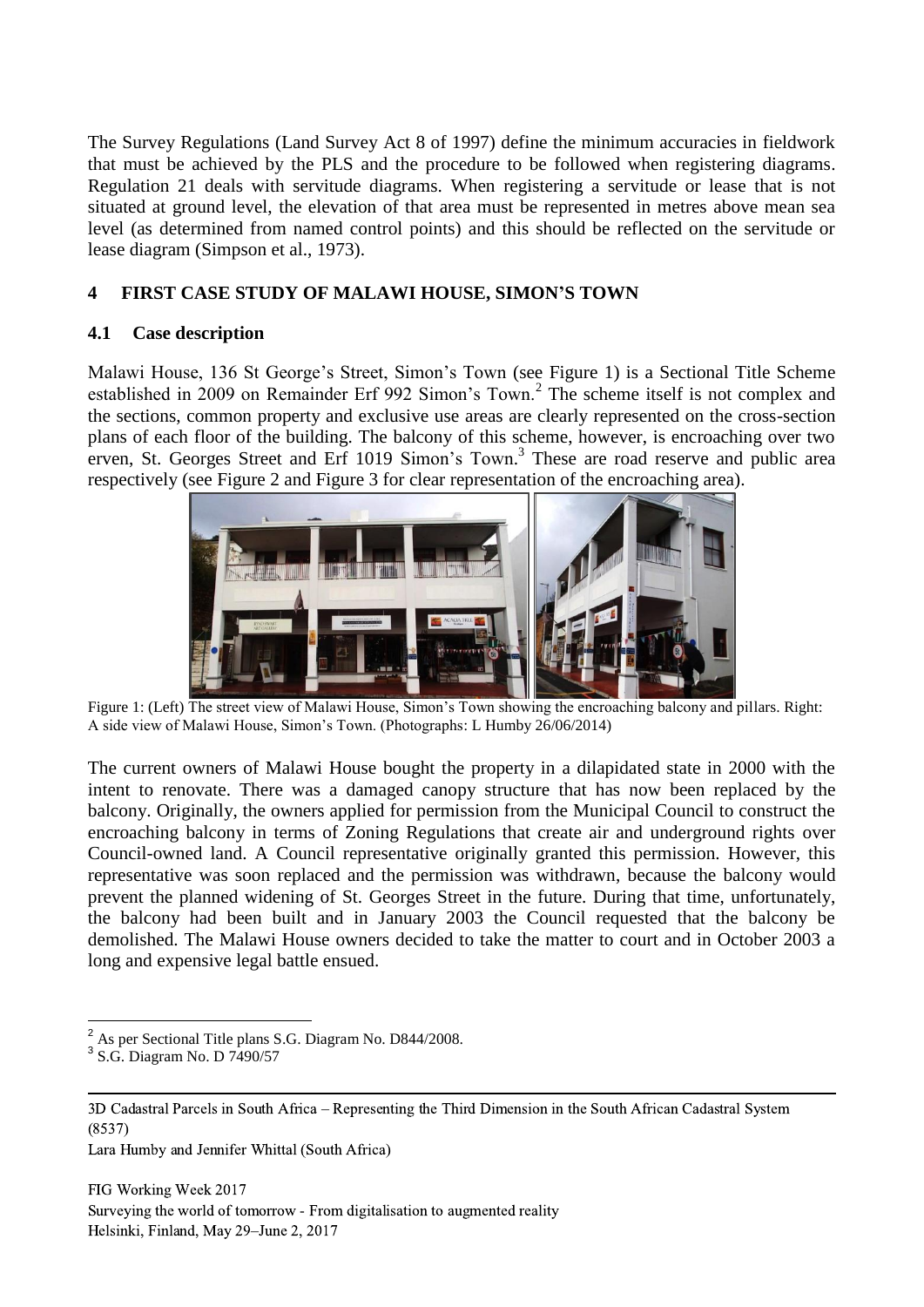The Survey Regulations (Land Survey Act 8 of 1997) define the minimum accuracies in fieldwork that must be achieved by the PLS and the procedure to be followed when registering diagrams. Regulation 21 deals with servitude diagrams. When registering a servitude or lease that is not situated at ground level, the elevation of that area must be represented in metres above mean sea level (as determined from named control points) and this should be reflected on the servitude or lease diagram (Simpson et al., 1973).

## 4 FIRST CASE STUDY OF MALAWI HOUSE, SIMON'S TOWN

### 4.1 Case description

Malawi House, 136 St George's Street, Simon's Town (see Figure 1) is a Sectional Title Scheme established in 2009 on Remainder Erf 992 Simon's Town.[2] The scheme itself is not complex and the sections, common property and exclusive use areas are clearly represented on the cross-section plans of each floor of the building. The balcony of this scheme, however, is encroaching over two erven, St. Georges Street and Erf 1019 Simon's Town.[3] These are road reserve and public area respectively (see Figure 2 and Figure 3 for clear representation of the encroaching area).

Figure 1: (Left) The street view of Malawi House, Simon's Town showing the encroaching balcony and pillars. Right: A side view of Malawi House, Simon's Town. (Photographs: L Humby 26/06/2014)

The current owners of Malawi House bought the property in a dilapidated state in 2000 with the intent to renovate. There was a damaged canopy structure that has now been replaced by the balcony. Originally, the owners applied for permission from the Municipal Council to construct the encroaching balcony in terms of Zoning Regulations that create air and underground rights over Council-owned land. A Council representative originally granted this permission. However, this representative was soon replaced and the permission was withdrawn, because the balcony would prevent the planned widening of St. Georges Street in the future. During that time, unfortunately, the balcony had been built and in January 2003 the Council requested that the balcony be demolished. The Malawi House owners decided to take the matter to court and in October 2003 a long and expensive legal battle ensued.

---

[2] As per Sectional Title plans S.G. Diagram No. D844/2008.

[3] S.G. Diagram No. D 7490/57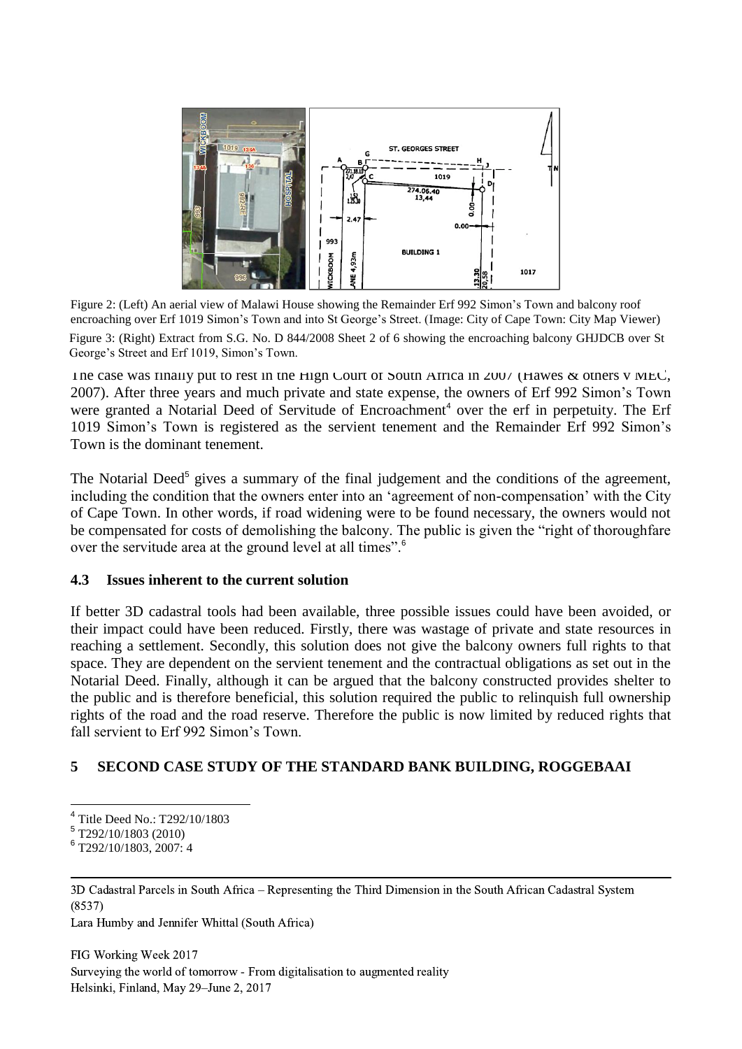Figure 2: (Left) An aerial view of Malawi House showing the Remainder Erf 992 Simon's Town and balcony roof encroaching over Erf 1019 Simon's Town and into St George's Street. (Image: City of Cape Town: City Map Viewer)

Figure 3: (Right) Extract from S.G. No. D 844/2008 Sheet 2 of 6 showing the encroaching balcony GHJDCB over St George's Street and Erf 1019, Simon's Town.

The case was finally put to rest in the High Court of South Africa in 2007 (Hawes & others v MEC, 2007). After three years and much private and state expense, the owners of Erf 992 Simon's Town were granted a Notarial Deed of Servitude of Encroachment[4] over the erf in perpetuity. The Erf 1019 Simon's Town is registered as the servient tenement and the Remainder Erf 992 Simon's Town is the dominant tenement.

The Notarial Deed[5] gives a summary of the final judgement and the conditions of the agreement, including the condition that the owners enter into an 'agreement of non-compensation' with the City of Cape Town. In other words, if road widening were to be found necessary, the owners would not be compensated for costs of demolishing the balcony. The public is given the "right of thoroughfare over the servitude area at the ground level at all times".[6]

### 4.3 Issues inherent to the current solution

If better 3D cadastral tools had been available, three possible issues could have been avoided, or their impact could have been reduced. Firstly, there was wastage of private and state resources in reaching a settlement. Secondly, this solution does not give the balcony owners full rights to that space. They are dependent on the servient tenement and the contractual obligations as set out in the Notarial Deed. Finally, although it can be argued that the balcony constructed provides shelter to the public and is therefore beneficial, this solution required the public to relinquish full ownership rights of the road and the road reserve. Therefore the public is now limited by reduced rights that fall servient to Erf 992 Simon's Town.

## 5 SECOND CASE STUDY OF THE STANDARD BANK BUILDING, ROGGEBAAI

[4] Title Deed No.: T292/10/1803

[5] T292/10/1803 (2010)

[6] T292/10/1803, 2007: 4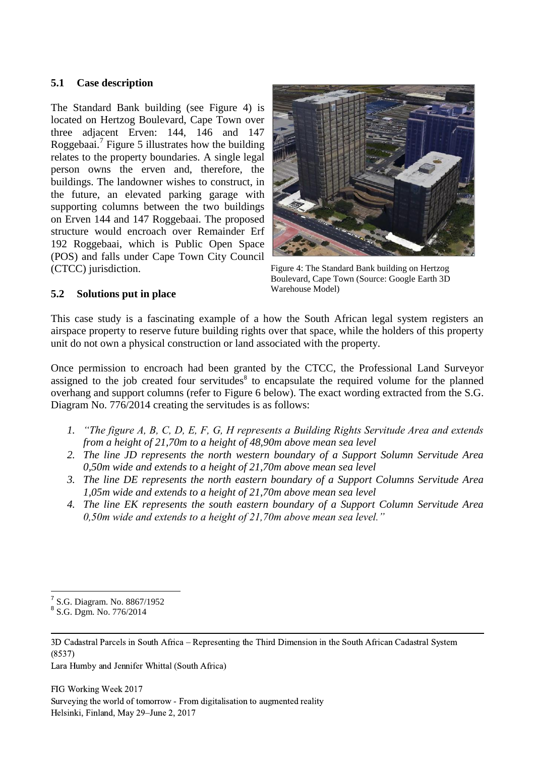### 5.1 Case description

The Standard Bank building (see Figure 4) is located on Hertzog Boulevard, Cape Town over three adjacent Erven: 144, 146 and 147 Roggebaai.[7] Figure 5 illustrates how the building relates to the property boundaries. A single legal person owns the erven and, therefore, the buildings. The landowner wishes to construct, in the future, an elevated parking garage with supporting columns between the two buildings on Erven 144 and 147 Roggebaai. The proposed structure would encroach over Remainder Erf 192 Roggebaai, which is Public Open Space (POS) and falls under Cape Town City Council (CTCC) jurisdiction.

Figure 4: The Standard Bank building on Hertzog Boulevard, Cape Town (Source: Google Earth 3D Warehouse Model)

### 5.2 Solutions put in place

This case study is a fascinating example of a how the South African legal system registers an airspace property to reserve future building rights over that space, while the holders of this property unit do not own a physical construction or land associated with the property.

Once permission to encroach had been granted by the CTCC, the Professional Land Surveyor assigned to the job created four servitudes[8] to encapsulate the required volume for the planned overhang and support columns (refer to Figure 6 below). The exact wording extracted from the S.G. Diagram No. 776/2014 creating the servitudes is as follows:

1. *"The figure A, B, C, D, E, F, G, H represents a Building Rights Servitude Area and extends from a height of 21,70m to a height of 48,90m above mean sea level*
2. *The line JD represents the north western boundary of a Support Solumn Servitude Area 0,50m wide and extends to a height of 21,70m above mean sea level*
3. *The line DE represents the north eastern boundary of a Support Columns Servitude Area 1,05m wide and extends to a height of 21,70m above mean sea level*
4. *The line EK represents the south eastern boundary of a Support Column Servitude Area 0,50m wide and extends to a height of 21,70m above mean sea level."*

---

[7] S.G. Diagram. No. 8867/1952

[8] S.G. Dgm. No. 776/2014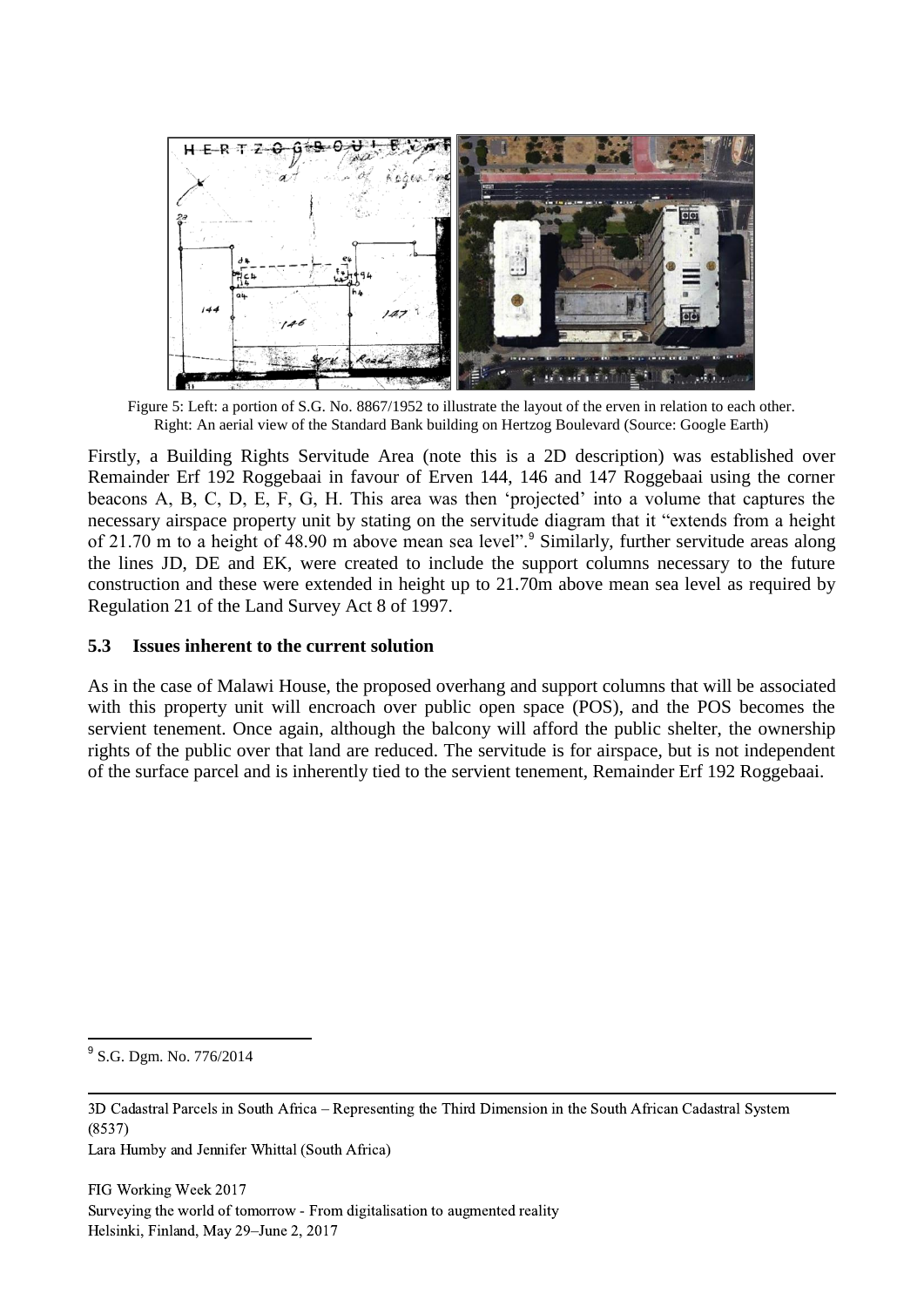Figure 5: Left: a portion of S.G. No. 8867/1952 to illustrate the layout of the erven in relation to each other. Right: An aerial view of the Standard Bank building on Hertzog Boulevard (Source: Google Earth)

Firstly, a Building Rights Servitude Area (note this is a 2D description) was established over Remainder Erf 192 Roggebaai in favour of Erven 144, 146 and 147 Roggebaai using the corner beacons A, B, C, D, E, F, G, H. This area was then 'projected' into a volume that captures the necessary airspace property unit by stating on the servitude diagram that it "extends from a height of 21.70 m to a height of 48.90 m above mean sea level".[9] Similarly, further servitude areas along the lines JD, DE and EK, were created to include the support columns necessary to the future construction and these were extended in height up to 21.70m above mean sea level as required by Regulation 21 of the Land Survey Act 8 of 1997.

### 5.3 Issues inherent to the current solution

As in the case of Malawi House, the proposed overhang and support columns that will be associated with this property unit will encroach over public open space (POS), and the POS becomes the servient tenement. Once again, although the balcony will afford the public shelter, the ownership rights of the public over that land are reduced. The servitude is for airspace, but is not independent of the surface parcel and is inherently tied to the servient tenement, Remainder Erf 192 Roggebaai.

[9] S.G. Dgm. No. 776/2014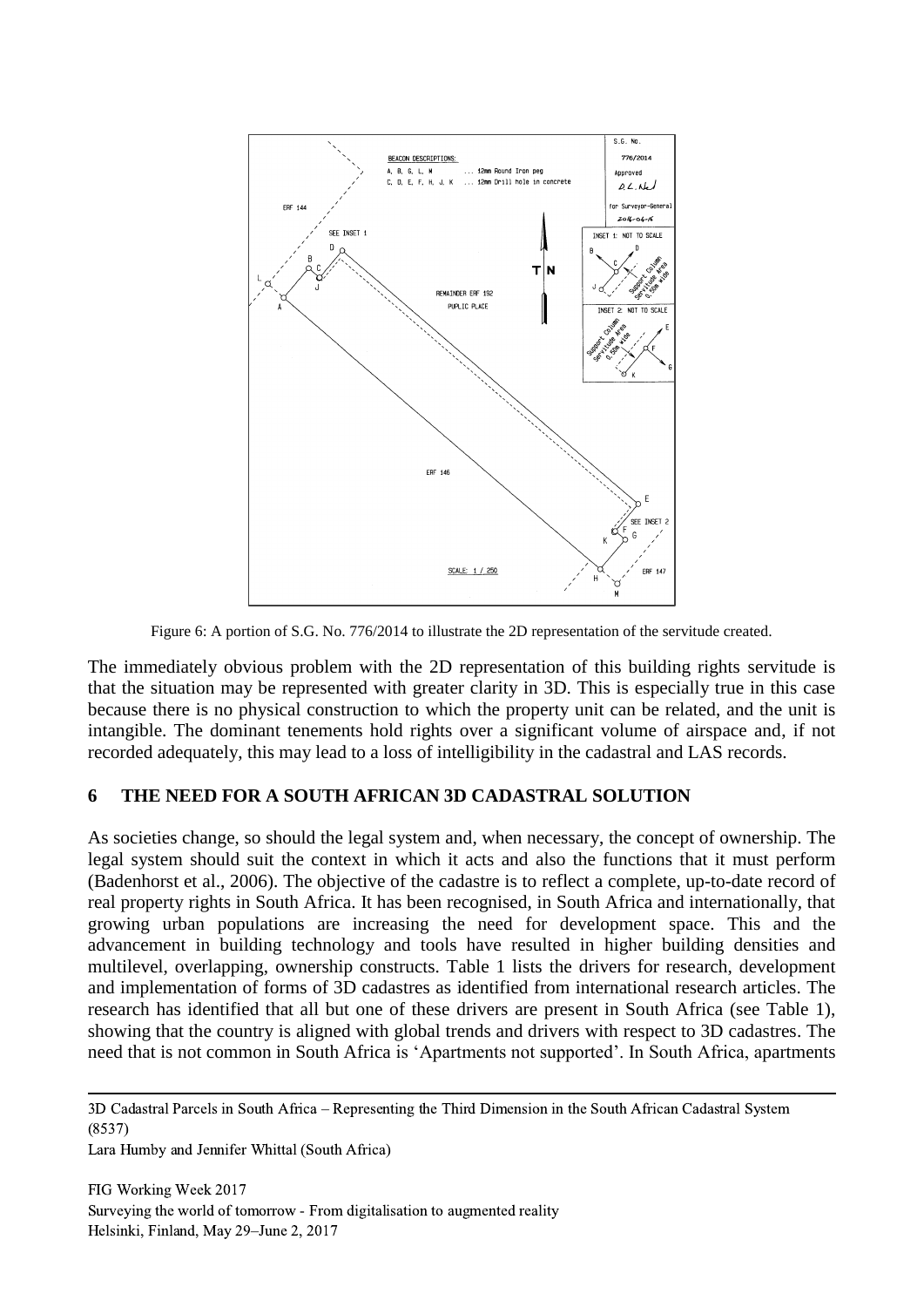Figure 6: A portion of S.G. No. 776/2014 to illustrate the 2D representation of the servitude created.

The immediately obvious problem with the 2D representation of this building rights servitude is that the situation may be represented with greater clarity in 3D. This is especially true in this case because there is no physical construction to which the property unit can be related, and the unit is intangible. The dominant tenements hold rights over a significant volume of airspace and, if not recorded adequately, this may lead to a loss of intelligibility in the cadastral and LAS records.

## 6 THE NEED FOR A SOUTH AFRICAN 3D CADASTRAL SOLUTION

As societies change, so should the legal system and, when necessary, the concept of ownership. The legal system should suit the context in which it acts and also the functions that it must perform (Badenhorst et al., 2006). The objective of the cadastre is to reflect a complete, up-to-date record of real property rights in South Africa. It has been recognised, in South Africa and internationally, that growing urban populations are increasing the need for development space. This and the advancement in building technology and tools have resulted in higher building densities and multilevel, overlapping, ownership constructs. Table 1 lists the drivers for research, development and implementation of forms of 3D cadastres as identified from international research articles. The research has identified that all but one of these drivers are present in South Africa (see Table 1), showing that the country is aligned with global trends and drivers with respect to 3D cadastres. The need that is not common in South Africa is 'Apartments not supported'. In South Africa, apartments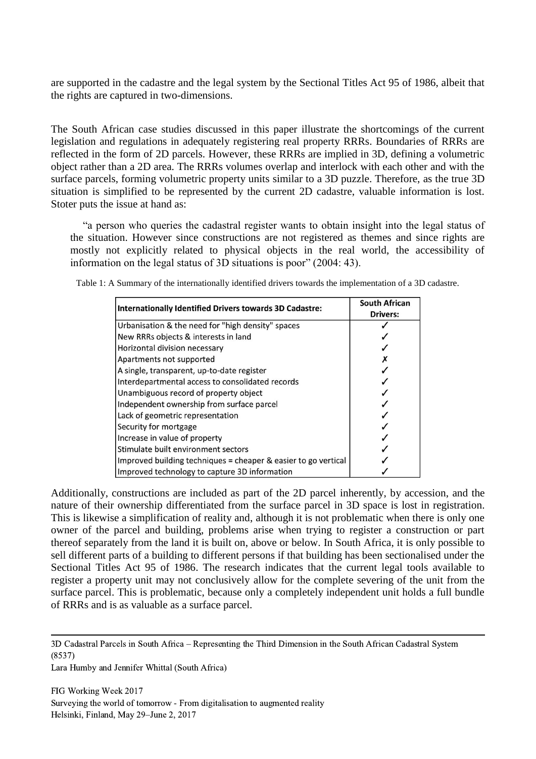are supported in the cadastre and the legal system by the Sectional Titles Act 95 of 1986, albeit that the rights are captured in two-dimensions.

The South African case studies discussed in this paper illustrate the shortcomings of the current legislation and regulations in adequately registering real property RRRs. Boundaries of RRRs are reflected in the form of 2D parcels. However, these RRRs are implied in 3D, defining a volumetric object rather than a 2D area. The RRRs volumes overlap and interlock with each other and with the surface parcels, forming volumetric property units similar to a 3D puzzle. Therefore, as the true 3D situation is simplified to be represented by the current 2D cadastre, valuable information is lost. Stoter puts the issue at hand as:

> "a person who queries the cadastral register wants to obtain insight into the legal status of the situation. However since constructions are not registered as themes and since rights are mostly not explicitly related to physical objects in the real world, the accessibility of information on the legal status of 3D situations is poor" (2004: 43).

Table 1: A Summary of the internationally identified drivers towards the implementation of a 3D cadastre.

| Internationally Identified Drivers towards 3D Cadastre: | South African Drivers: |
|---|---|
| Urbanisation & the need for "high density" spaces | ✓ |
| New RRRs objects & interests in land | ✓ |
| Horizontal division necessary | ✓ |
| Apartments not supported | ✗ |
| A single, transparent, up-to-date register | ✓ |
| Interdepartmental access to consolidated records | ✓ |
| Unambiguous record of property object | ✓ |
| Independent ownership from surface parcel | ✓ |
| Lack of geometric representation | ✓ |
| Security for mortgage | ✓ |
| Increase in value of property | ✓ |
| Stimulate built environment sectors | ✓ |
| Improved building techniques = cheaper & easier to go vertical | ✓ |
| Improved technology to capture 3D information | ✓ |

Additionally, constructions are included as part of the 2D parcel inherently, by accession, and the nature of their ownership differentiated from the surface parcel in 3D space is lost in registration. This is likewise a simplification of reality and, although it is not problematic when there is only one owner of the parcel and building, problems arise when trying to register a construction or part thereof separately from the land it is built on, above or below. In South Africa, it is only possible to sell different parts of a building to different persons if that building has been sectionalised under the Sectional Titles Act 95 of 1986. The research indicates that the current legal tools available to register a property unit may not conclusively allow for the complete severing of the unit from the surface parcel. This is problematic, because only a completely independent unit holds a full bundle of RRRs and is as valuable as a surface parcel.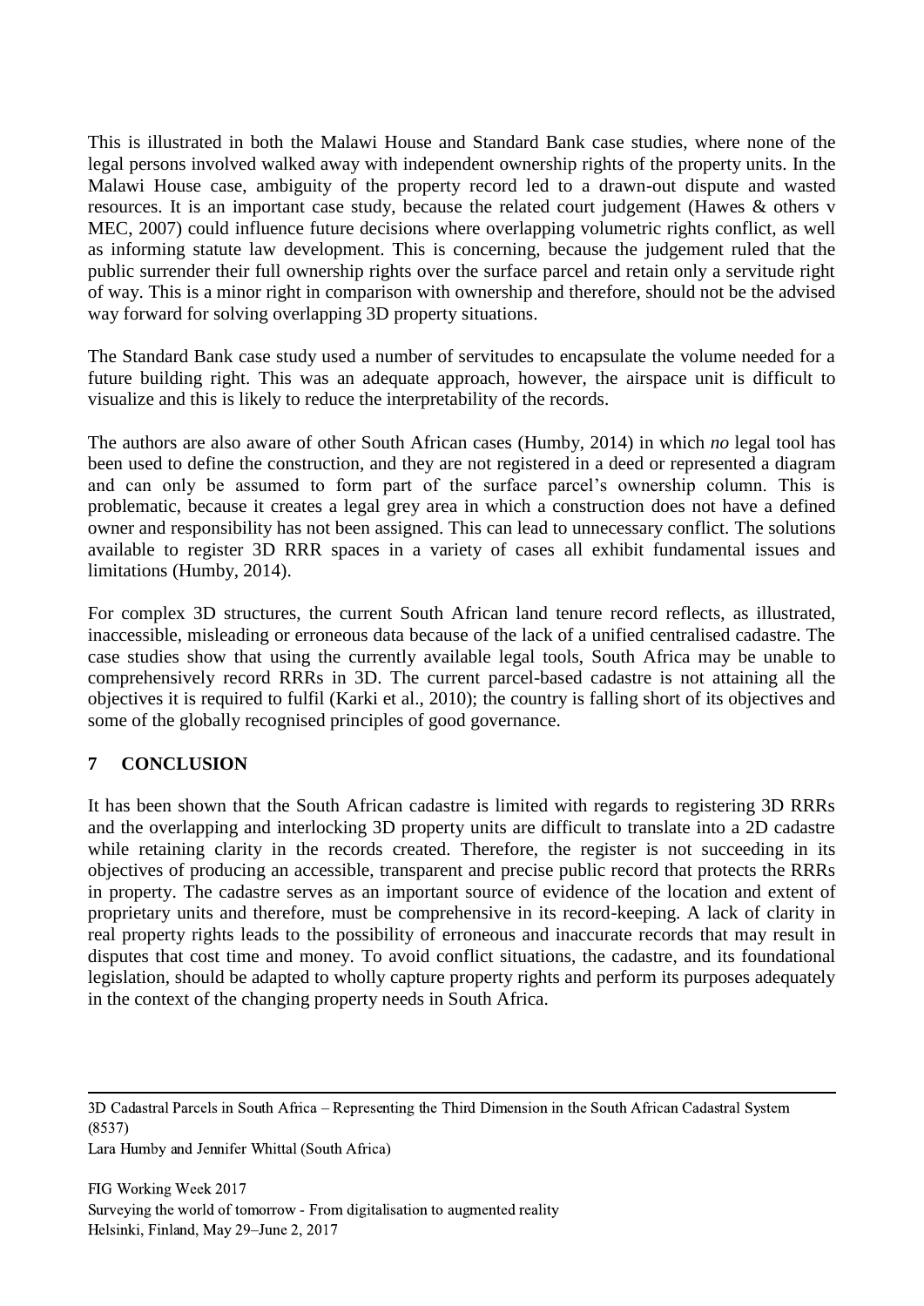This is illustrated in both the Malawi House and Standard Bank case studies, where none of the legal persons involved walked away with independent ownership rights of the property units. In the Malawi House case, ambiguity of the property record led to a drawn-out dispute and wasted resources. It is an important case study, because the related court judgement (Hawes & others v MEC, 2007) could influence future decisions where overlapping volumetric rights conflict, as well as informing statute law development. This is concerning, because the judgement ruled that the public surrender their full ownership rights over the surface parcel and retain only a servitude right of way. This is a minor right in comparison with ownership and therefore, should not be the advised way forward for solving overlapping 3D property situations.

The Standard Bank case study used a number of servitudes to encapsulate the volume needed for a future building right. This was an adequate approach, however, the airspace unit is difficult to visualize and this is likely to reduce the interpretability of the records.

The authors are also aware of other South African cases (Humby, 2014) in which *no* legal tool has been used to define the construction, and they are not registered in a deed or represented a diagram and can only be assumed to form part of the surface parcel's ownership column. This is problematic, because it creates a legal grey area in which a construction does not have a defined owner and responsibility has not been assigned. This can lead to unnecessary conflict. The solutions available to register 3D RRR spaces in a variety of cases all exhibit fundamental issues and limitations (Humby, 2014).

For complex 3D structures, the current South African land tenure record reflects, as illustrated, inaccessible, misleading or erroneous data because of the lack of a unified centralised cadastre. The case studies show that using the currently available legal tools, South Africa may be unable to comprehensively record RRRs in 3D. The current parcel-based cadastre is not attaining all the objectives it is required to fulfil (Karki et al., 2010); the country is falling short of its objectives and some of the globally recognised principles of good governance.

## 7 CONCLUSION

It has been shown that the South African cadastre is limited with regards to registering 3D RRRs and the overlapping and interlocking 3D property units are difficult to translate into a 2D cadastre while retaining clarity in the records created. Therefore, the register is not succeeding in its objectives of producing an accessible, transparent and precise public record that protects the RRRs in property. The cadastre serves as an important source of evidence of the location and extent of proprietary units and therefore, must be comprehensive in its record-keeping. A lack of clarity in real property rights leads to the possibility of erroneous and inaccurate records that may result in disputes that cost time and money. To avoid conflict situations, the cadastre, and its foundational legislation, should be adapted to wholly capture property rights and perform its purposes adequately in the context of the changing property needs in South Africa.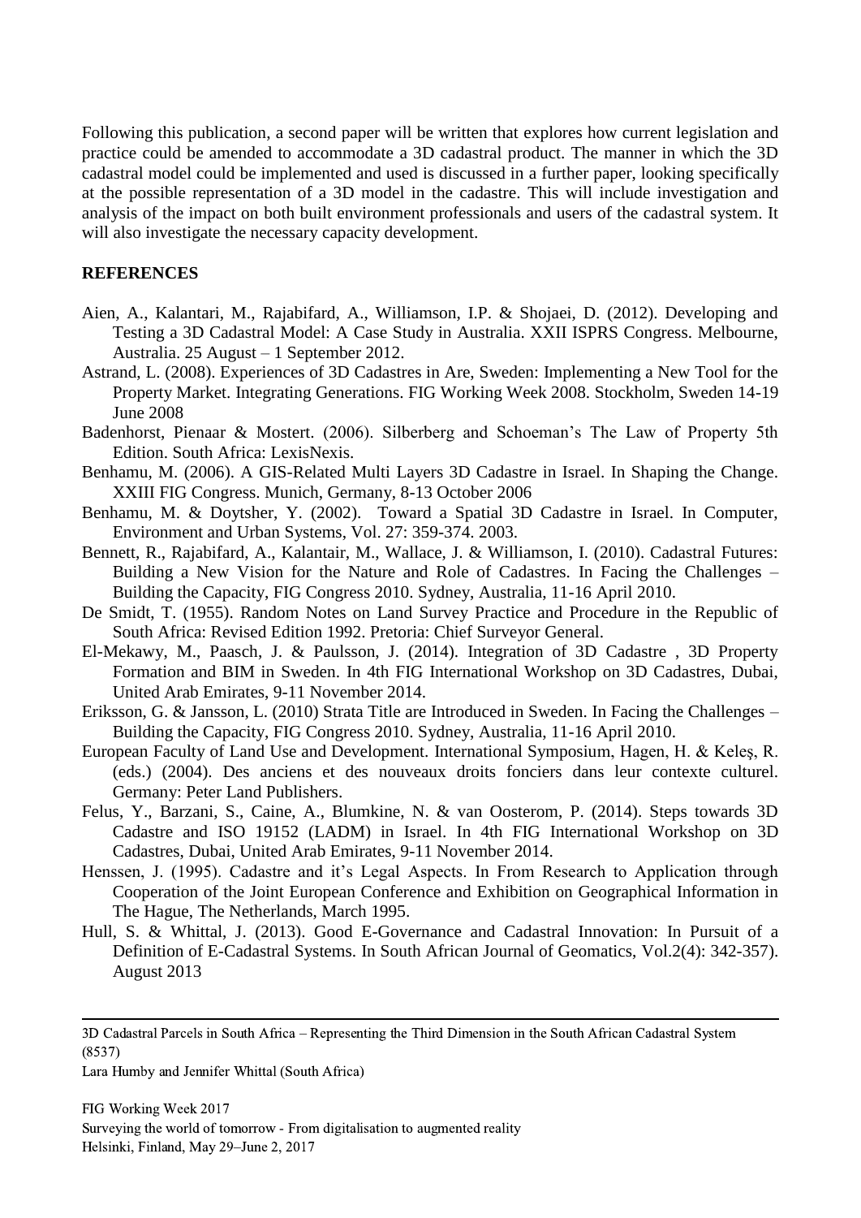Following this publication, a second paper will be written that explores how current legislation and practice could be amended to accommodate a 3D cadastral product. The manner in which the 3D cadastral model could be implemented and used is discussed in a further paper, looking specifically at the possible representation of a 3D model in the cadastre. This will include investigation and analysis of the impact on both built environment professionals and users of the cadastral system. It will also investigate the necessary capacity development.

## REFERENCES

Aien, A., Kalantari, M., Rajabifard, A., Williamson, I.P. & Shojaei, D. (2012). Developing and Testing a 3D Cadastral Model: A Case Study in Australia. XXII ISPRS Congress. Melbourne, Australia. 25 August – 1 September 2012.

Astrand, L. (2008). Experiences of 3D Cadastres in Are, Sweden: Implementing a New Tool for the Property Market. Integrating Generations. FIG Working Week 2008. Stockholm, Sweden 14-19 June 2008

Badenhorst, Pienaar & Mostert. (2006). Silberberg and Schoeman's The Law of Property 5th Edition. South Africa: LexisNexis.

Benhamu, M. (2006). A GIS-Related Multi Layers 3D Cadastre in Israel. In Shaping the Change. XXIII FIG Congress. Munich, Germany, 8-13 October 2006

Benhamu, M. & Doytsher, Y. (2002). Toward a Spatial 3D Cadastre in Israel. In Computer, Environment and Urban Systems, Vol. 27: 359-374. 2003.

Bennett, R., Rajabifard, A., Kalantair, M., Wallace, J. & Williamson, I. (2010). Cadastral Futures: Building a New Vision for the Nature and Role of Cadastres. In Facing the Challenges – Building the Capacity, FIG Congress 2010. Sydney, Australia, 11-16 April 2010.

De Smidt, T. (1955). Random Notes on Land Survey Practice and Procedure in the Republic of South Africa: Revised Edition 1992. Pretoria: Chief Surveyor General.

El-Mekawy, M., Paasch, J. & Paulsson, J. (2014). Integration of 3D Cadastre , 3D Property Formation and BIM in Sweden. In 4th FIG International Workshop on 3D Cadastres, Dubai, United Arab Emirates, 9-11 November 2014.

Eriksson, G. & Jansson, L. (2010) Strata Title are Introduced in Sweden. In Facing the Challenges – Building the Capacity, FIG Congress 2010. Sydney, Australia, 11-16 April 2010.

European Faculty of Land Use and Development. International Symposium, Hagen, H. & Keleş, R. (eds.) (2004). Des anciens et des nouveaux droits fonciers dans leur contexte culturel. Germany: Peter Land Publishers.

Felus, Y., Barzani, S., Caine, A., Blumkine, N. & van Oosterom, P. (2014). Steps towards 3D Cadastre and ISO 19152 (LADM) in Israel. In 4th FIG International Workshop on 3D Cadastres, Dubai, United Arab Emirates, 9-11 November 2014.

Henssen, J. (1995). Cadastre and it's Legal Aspects. In From Research to Application through Cooperation of the Joint European Conference and Exhibition on Geographical Information in The Hague, The Netherlands, March 1995.

Hull, S. & Whittal, J. (2013). Good E-Governance and Cadastral Innovation: In Pursuit of a Definition of E-Cadastral Systems. In South African Journal of Geomatics, Vol.2(4): 342-357). August 2013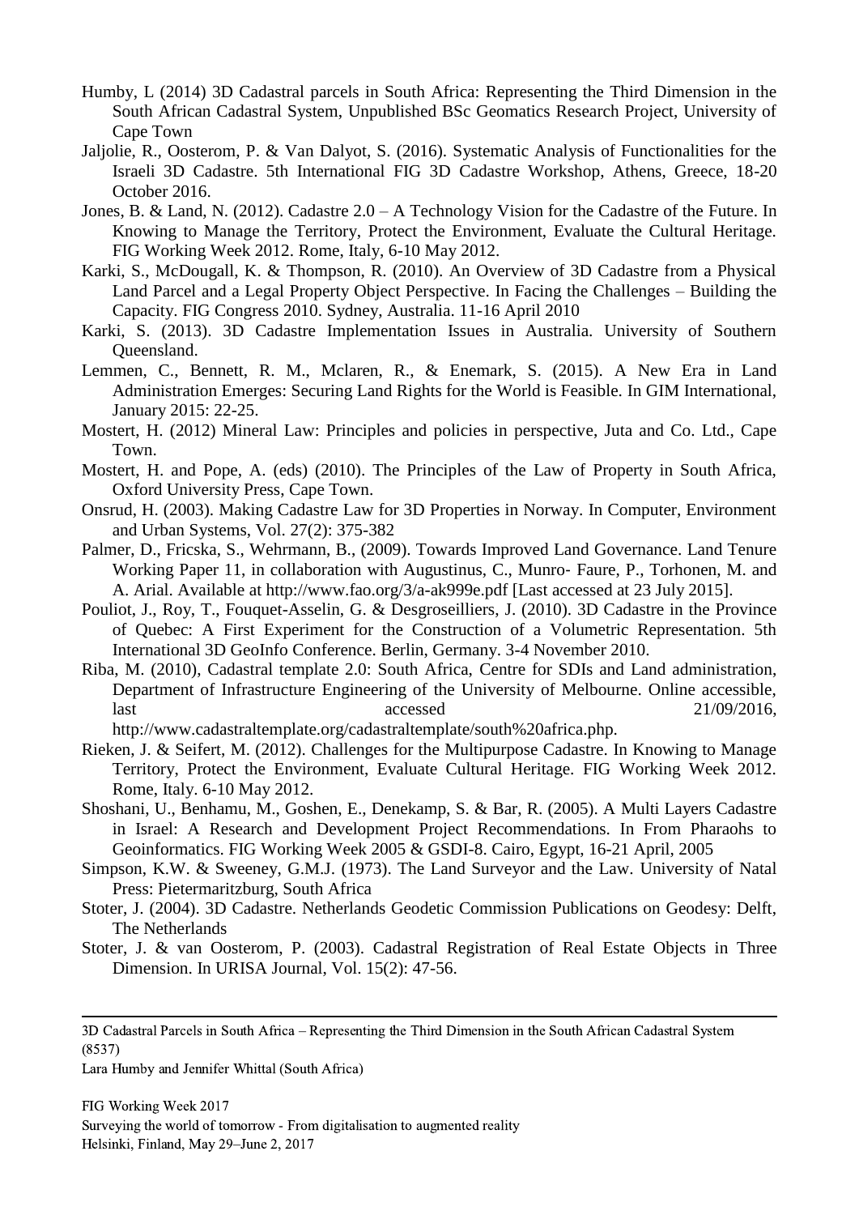Humby, L (2014) 3D Cadastral parcels in South Africa: Representing the Third Dimension in the South African Cadastral System, Unpublished BSc Geomatics Research Project, University of Cape Town

Jaljolie, R., Oosterom, P. & Van Dalyot, S. (2016). Systematic Analysis of Functionalities for the Israeli 3D Cadastre. 5th International FIG 3D Cadastre Workshop, Athens, Greece, 18-20 October 2016.

Jones, B. & Land, N. (2012). Cadastre 2.0 – A Technology Vision for the Cadastre of the Future. In Knowing to Manage the Territory, Protect the Environment, Evaluate the Cultural Heritage. FIG Working Week 2012. Rome, Italy, 6-10 May 2012.

Karki, S., McDougall, K. & Thompson, R. (2010). An Overview of 3D Cadastre from a Physical Land Parcel and a Legal Property Object Perspective. In Facing the Challenges – Building the Capacity. FIG Congress 2010. Sydney, Australia. 11-16 April 2010

Karki, S. (2013). 3D Cadastre Implementation Issues in Australia. University of Southern Queensland.

Lemmen, C., Bennett, R. M., Mclaren, R., & Enemark, S. (2015). A New Era in Land Administration Emerges: Securing Land Rights for the World is Feasible. In GIM International, January 2015: 22-25.

Mostert, H. (2012) Mineral Law: Principles and policies in perspective, Juta and Co. Ltd., Cape Town.

Mostert, H. and Pope, A. (eds) (2010). The Principles of the Law of Property in South Africa, Oxford University Press, Cape Town.

Onsrud, H. (2003). Making Cadastre Law for 3D Properties in Norway. In Computer, Environment and Urban Systems, Vol. 27(2): 375-382

Palmer, D., Fricska, S., Wehrmann, B., (2009). Towards Improved Land Governance. Land Tenure Working Paper 11, in collaboration with Augustinus, C., Munro- Faure, P., Torhonen, M. and A. Arial. Available at http://www.fao.org/3/a-ak999e.pdf [Last accessed at 23 July 2015].

Pouliot, J., Roy, T., Fouquet-Asselin, G. & Desgroseilliers, J. (2010). 3D Cadastre in the Province of Quebec: A First Experiment for the Construction of a Volumetric Representation. 5th International 3D GeoInfo Conference. Berlin, Germany. 3-4 November 2010.

Riba, M. (2010), Cadastral template 2.0: South Africa, Centre for SDIs and Land administration, Department of Infrastructure Engineering of the University of Melbourne. Online accessible, last accessed 21/09/2016, http://www.cadastraltemplate.org/cadastraltemplate/south%20africa.php.

Rieken, J. & Seifert, M. (2012). Challenges for the Multipurpose Cadastre. In Knowing to Manage Territory, Protect the Environment, Evaluate Cultural Heritage. FIG Working Week 2012. Rome, Italy. 6-10 May 2012.

Shoshani, U., Benhamu, M., Goshen, E., Denekamp, S. & Bar, R. (2005). A Multi Layers Cadastre in Israel: A Research and Development Project Recommendations. In From Pharaohs to Geoinformatics. FIG Working Week 2005 & GSDI-8. Cairo, Egypt, 16-21 April, 2005

Simpson, K.W. & Sweeney, G.M.J. (1973). The Land Surveyor and the Law. University of Natal Press: Pietermaritzburg, South Africa

Stoter, J. (2004). 3D Cadastre. Netherlands Geodetic Commission Publications on Geodesy: Delft, The Netherlands

Stoter, J. & van Oosterom, P. (2003). Cadastral Registration of Real Estate Objects in Three Dimension. In URISA Journal, Vol. 15(2): 47-56.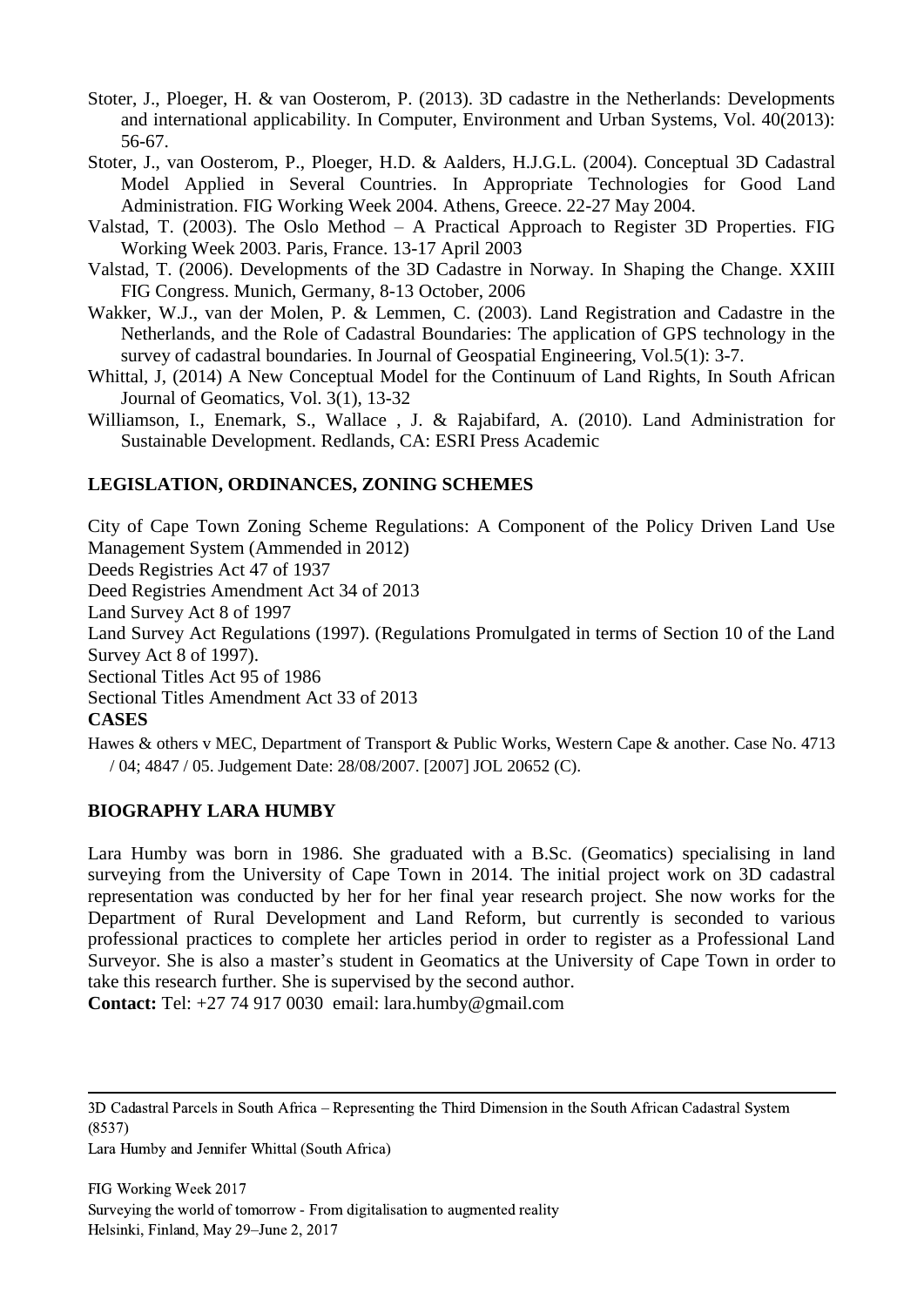Stoter, J., Ploeger, H. & van Oosterom, P. (2013). 3D cadastre in the Netherlands: Developments and international applicability. In Computer, Environment and Urban Systems, Vol. 40(2013): 56-67.

Stoter, J., van Oosterom, P., Ploeger, H.D. & Aalders, H.J.G.L. (2004). Conceptual 3D Cadastral Model Applied in Several Countries. In Appropriate Technologies for Good Land Administration. FIG Working Week 2004. Athens, Greece. 22-27 May 2004.

Valstad, T. (2003). The Oslo Method – A Practical Approach to Register 3D Properties. FIG Working Week 2003. Paris, France. 13-17 April 2003

Valstad, T. (2006). Developments of the 3D Cadastre in Norway. In Shaping the Change. XXIII FIG Congress. Munich, Germany, 8-13 October, 2006

Wakker, W.J., van der Molen, P. & Lemmen, C. (2003). Land Registration and Cadastre in the Netherlands, and the Role of Cadastral Boundaries: The application of GPS technology in the survey of cadastral boundaries. In Journal of Geospatial Engineering, Vol.5(1): 3-7.

Whittal, J, (2014) A New Conceptual Model for the Continuum of Land Rights, In South African Journal of Geomatics, Vol. 3(1), 13-32

Williamson, I., Enemark, S., Wallace , J. & Rajabifard, A. (2010). Land Administration for Sustainable Development. Redlands, CA: ESRI Press Academic

## LEGISLATION, ORDINANCES, ZONING SCHEMES

City of Cape Town Zoning Scheme Regulations: A Component of the Policy Driven Land Use Management System (Ammended in 2012)

Deeds Registries Act 47 of 1937

Deed Registries Amendment Act 34 of 2013

Land Survey Act 8 of 1997

Land Survey Act Regulations (1997). (Regulations Promulgated in terms of Section 10 of the Land Survey Act 8 of 1997).

Sectional Titles Act 95 of 1986

Sectional Titles Amendment Act 33 of 2013

## CASES

Hawes & others v MEC, Department of Transport & Public Works, Western Cape & another. Case No. 4713 / 04; 4847 / 05. Judgement Date: 28/08/2007. [2007] JOL 20652 (C).

## BIOGRAPHY LARA HUMBY

Lara Humby was born in 1986. She graduated with a B.Sc. (Geomatics) specialising in land surveying from the University of Cape Town in 2014. The initial project work on 3D cadastral representation was conducted by her for her final year research project. She now works for the Department of Rural Development and Land Reform, but currently is seconded to various professional practices to complete her articles period in order to register as a Professional Land Surveyor. She is also a master's student in Geomatics at the University of Cape Town in order to take this research further. She is supervised by the second author.

**Contact:** Tel: +27 74 917 0030 email: lara.humby@gmail.com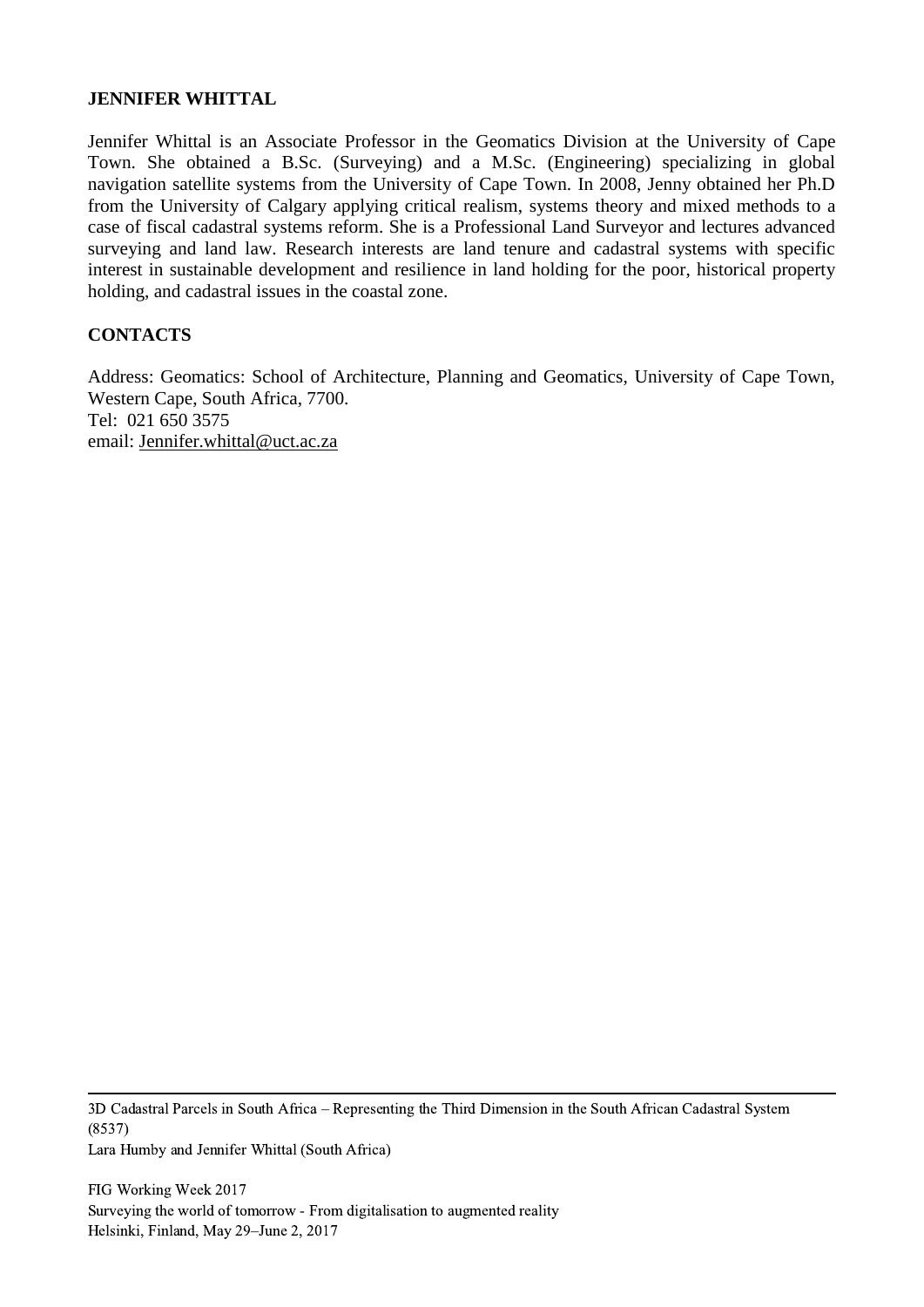## JENNIFER WHITTAL

Jennifer Whittal is an Associate Professor in the Geomatics Division at the University of Cape Town. She obtained a B.Sc. (Surveying) and a M.Sc. (Engineering) specializing in global navigation satellite systems from the University of Cape Town. In 2008, Jenny obtained her Ph.D from the University of Calgary applying critical realism, systems theory and mixed methods to a case of fiscal cadastral systems reform. She is a Professional Land Surveyor and lectures advanced surveying and land law. Research interests are land tenure and cadastral systems with specific interest in sustainable development and resilience in land holding for the poor, historical property holding, and cadastral issues in the coastal zone.

## CONTACTS

Address: Geomatics: School of Architecture, Planning and Geomatics, University of Cape Town, Western Cape, South Africa, 7700.
Tel: 021 650 3575
email: Jennifer.whittal@uct.ac.za